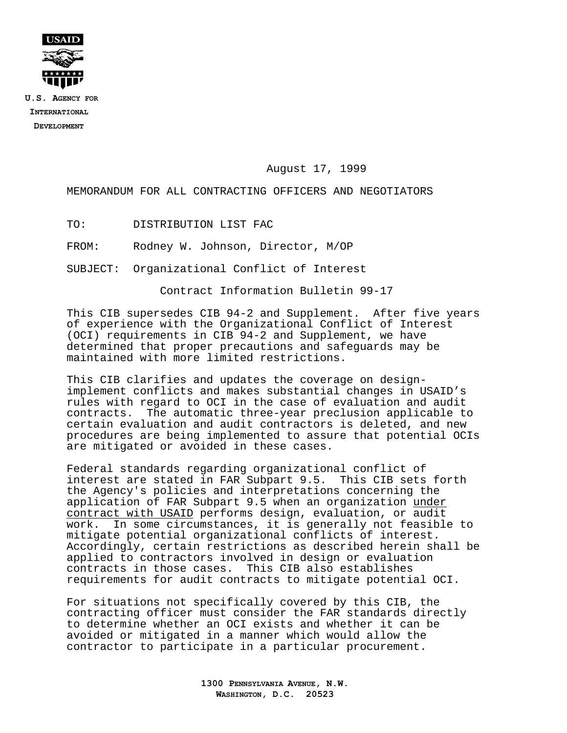USAID

U.S. AGENCY FOR INTERNATIONAL DEVELOPMENT

August 17, 1999

MEMORANDUM FOR ALL CONTRACTING OFFICERS AND NEGOTIATORS

TO: DISTRIBUTION LIST FAC

FROM: Rodney W. Johnson, Director, M/OP

SUBJECT: Organizational Conflict of Interest

Contract Information Bulletin 99-17

This CIB supersedes CIB 94-2 and Supplement. After five years of experience with the Organizational Conflict of Interest (OCI) requirements in CIB 94-2 and Supplement, we have determined that proper precautions and safeguards may be maintained with more limited restrictions.

This CIB clarifies and updates the coverage on design-implement conflicts and makes substantial changes in USAID's rules with regard to OCI in the case of evaluation and audit contracts. The automatic three-year preclusion applicable to certain evaluation and audit contractors is deleted, and new procedures are being implemented to assure that potential OCIs are mitigated or avoided in these cases.

Federal standards regarding organizational conflict of interest are stated in FAR Subpart 9.5. This CIB sets forth the Agency's policies and interpretations concerning the application of FAR Subpart 9.5 when an organization under contract with USAID performs design, evaluation, or audit work. In some circumstances, it is generally not feasible to mitigate potential organizational conflicts of interest. Accordingly, certain restrictions as described herein shall be applied to contractors involved in design or evaluation contracts in those cases. This CIB also establishes requirements for audit contracts to mitigate potential OCI.

For situations not specifically covered by this CIB, the contracting officer must consider the FAR standards directly to determine whether an OCI exists and whether it can be avoided or mitigated in a manner which would allow the contractor to participate in a particular procurement.

1300 PENNSYLVANIA AVENUE, N.W.
WASHINGTON, D.C. 20523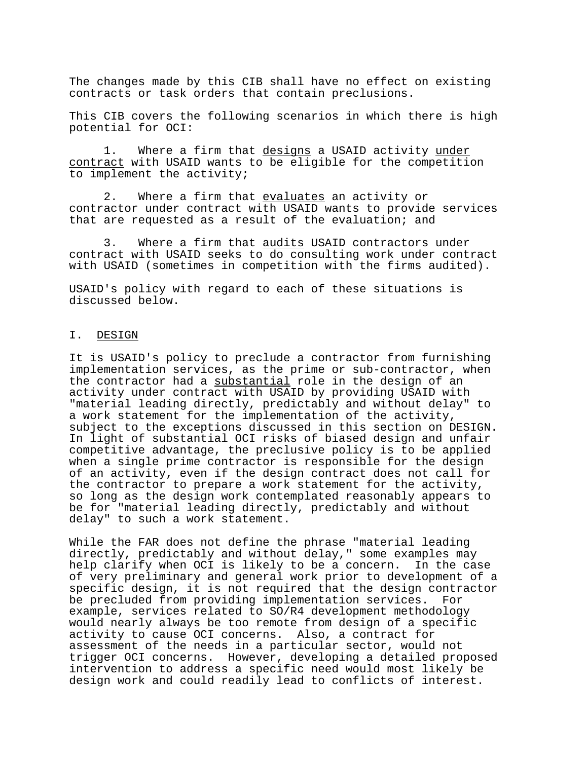The changes made by this CIB shall have no effect on existing contracts or task orders that contain preclusions.

This CIB covers the following scenarios in which there is high potential for OCI:

1. Where a firm that designs a USAID activity under contract with USAID wants to be eligible for the competition to implement the activity;

2. Where a firm that evaluates an activity or contractor under contract with USAID wants to provide services that are requested as a result of the evaluation; and

3. Where a firm that audits USAID contractors under contract with USAID seeks to do consulting work under contract with USAID (sometimes in competition with the firms audited).

USAID's policy with regard to each of these situations is discussed below.

## I. DESIGN

It is USAID's policy to preclude a contractor from furnishing implementation services, as the prime or sub-contractor, when the contractor had a substantial role in the design of an activity under contract with USAID by providing USAID with "material leading directly, predictably and without delay" to a work statement for the implementation of the activity, subject to the exceptions discussed in this section on DESIGN. In light of substantial OCI risks of biased design and unfair competitive advantage, the preclusive policy is to be applied when a single prime contractor is responsible for the design of an activity, even if the design contract does not call for the contractor to prepare a work statement for the activity, so long as the design work contemplated reasonably appears to be for "material leading directly, predictably and without delay" to such a work statement.

While the FAR does not define the phrase "material leading directly, predictably and without delay," some examples may help clarify when OCI is likely to be a concern. In the case of very preliminary and general work prior to development of a specific design, it is not required that the design contractor be precluded from providing implementation services. For example, services related to SO/R4 development methodology would nearly always be too remote from design of a specific activity to cause OCI concerns. Also, a contract for assessment of the needs in a particular sector, would not trigger OCI concerns. However, developing a detailed proposed intervention to address a specific need would most likely be design work and could readily lead to conflicts of interest.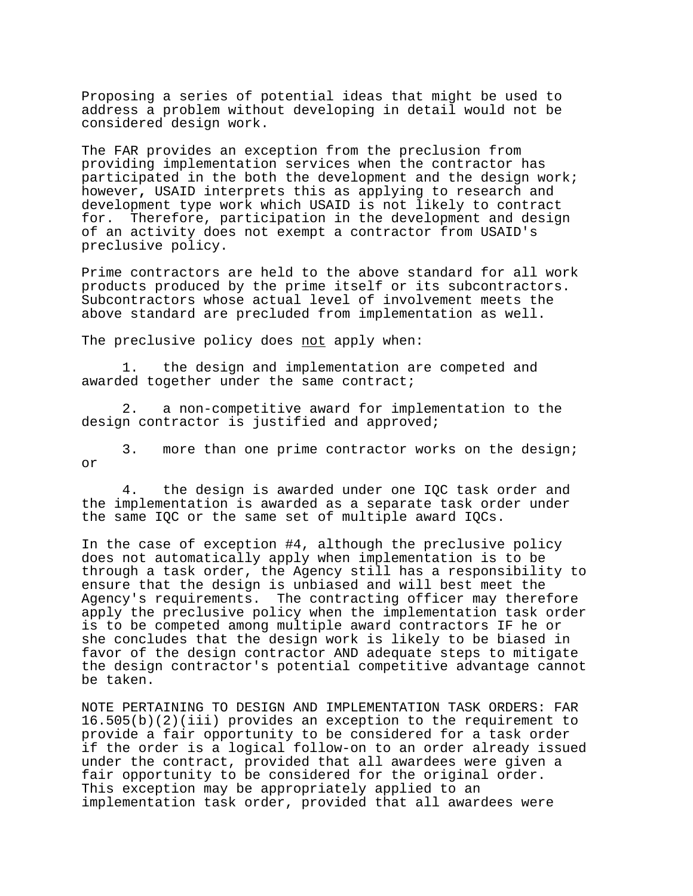Proposing a series of potential ideas that might be used to address a problem without developing in detail would not be considered design work.

The FAR provides an exception from the preclusion from providing implementation services when the contractor has participated in the both the development and the design work; however, USAID interprets this as applying to research and development type work which USAID is not likely to contract for. Therefore, participation in the development and design of an activity does not exempt a contractor from USAID's preclusive policy.

Prime contractors are held to the above standard for all work products produced by the prime itself or its subcontractors. Subcontractors whose actual level of involvement meets the above standard are precluded from implementation as well.

The preclusive policy does <u>not</u> apply when:

1. the design and implementation are competed and awarded together under the same contract;

2. a non-competitive award for implementation to the design contractor is justified and approved;

3. more than one prime contractor works on the design; or

4. the design is awarded under one IQC task order and the implementation is awarded as a separate task order under the same IQC or the same set of multiple award IQCs.

In the case of exception #4, although the preclusive policy does not automatically apply when implementation is to be through a task order, the Agency still has a responsibility to ensure that the design is unbiased and will best meet the Agency's requirements. The contracting officer may therefore apply the preclusive policy when the implementation task order is to be competed among multiple award contractors IF he or she concludes that the design work is likely to be biased in favor of the design contractor AND adequate steps to mitigate the design contractor's potential competitive advantage cannot be taken.

NOTE PERTAINING TO DESIGN AND IMPLEMENTATION TASK ORDERS: FAR 16.505(b)(2)(iii) provides an exception to the requirement to provide a fair opportunity to be considered for a task order if the order is a logical follow-on to an order already issued under the contract, provided that all awardees were given a fair opportunity to be considered for the original order. This exception may be appropriately applied to an implementation task order, provided that all awardees were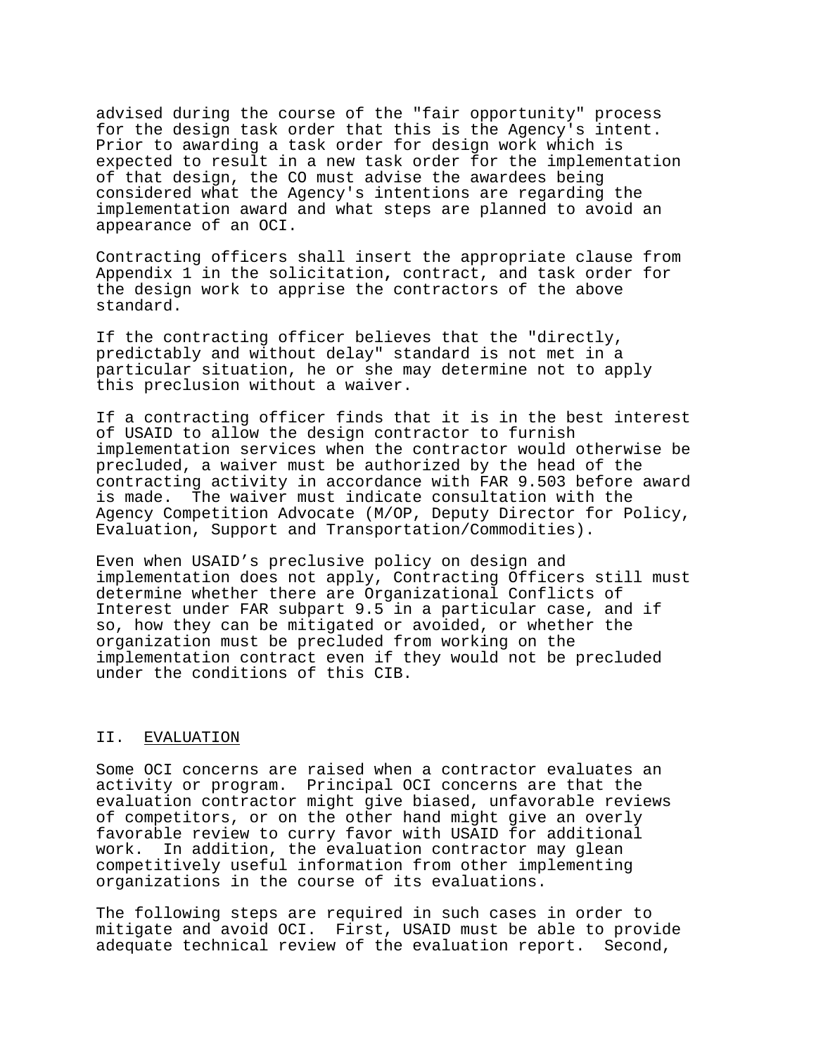advised during the course of the "fair opportunity" process for the design task order that this is the Agency's intent. Prior to awarding a task order for design work which is expected to result in a new task order for the implementation of that design, the CO must advise the awardees being considered what the Agency's intentions are regarding the implementation award and what steps are planned to avoid an appearance of an OCI.

Contracting officers shall insert the appropriate clause from Appendix 1 in the solicitation, contract, and task order for the design work to apprise the contractors of the above standard.

If the contracting officer believes that the "directly, predictably and without delay" standard is not met in a particular situation, he or she may determine not to apply this preclusion without a waiver.

If a contracting officer finds that it is in the best interest of USAID to allow the design contractor to furnish implementation services when the contractor would otherwise be precluded, a waiver must be authorized by the head of the contracting activity in accordance with FAR 9.503 before award is made. The waiver must indicate consultation with the Agency Competition Advocate (M/OP, Deputy Director for Policy, Evaluation, Support and Transportation/Commodities).

Even when USAID’s preclusive policy on design and implementation does not apply, Contracting Officers still must determine whether there are Organizational Conflicts of Interest under FAR subpart 9.5 in a particular case, and if so, how they can be mitigated or avoided, or whether the organization must be precluded from working on the implementation contract even if they would not be precluded under the conditions of this CIB.

## II. EVALUATION

Some OCI concerns are raised when a contractor evaluates an activity or program. Principal OCI concerns are that the evaluation contractor might give biased, unfavorable reviews of competitors, or on the other hand might give an overly favorable review to curry favor with USAID for additional work. In addition, the evaluation contractor may glean competitively useful information from other implementing organizations in the course of its evaluations.

The following steps are required in such cases in order to mitigate and avoid OCI. First, USAID must be able to provide adequate technical review of the evaluation report. Second,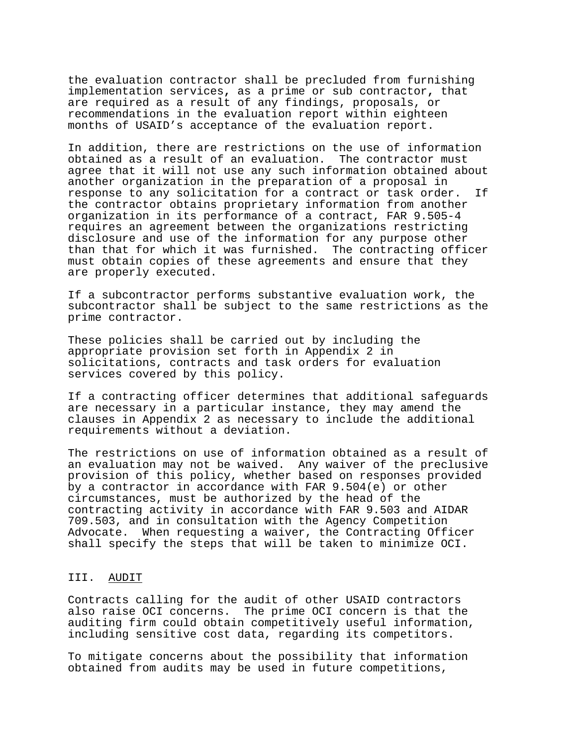the evaluation contractor shall be precluded from furnishing implementation services, as a prime or sub contractor, that are required as a result of any findings, proposals, or recommendations in the evaluation report within eighteen months of USAID's acceptance of the evaluation report.

In addition, there are restrictions on the use of information obtained as a result of an evaluation. The contractor must agree that it will not use any such information obtained about another organization in the preparation of a proposal in response to any solicitation for a contract or task order. If the contractor obtains proprietary information from another organization in its performance of a contract, FAR 9.505-4 requires an agreement between the organizations restricting disclosure and use of the information for any purpose other than that for which it was furnished. The contracting officer must obtain copies of these agreements and ensure that they are properly executed.

If a subcontractor performs substantive evaluation work, the subcontractor shall be subject to the same restrictions as the prime contractor.

These policies shall be carried out by including the appropriate provision set forth in Appendix 2 in solicitations, contracts and task orders for evaluation services covered by this policy.

If a contracting officer determines that additional safeguards are necessary in a particular instance, they may amend the clauses in Appendix 2 as necessary to include the additional requirements without a deviation.

The restrictions on use of information obtained as a result of an evaluation may not be waived. Any waiver of the preclusive provision of this policy, whether based on responses provided by a contractor in accordance with FAR 9.504(e) or other circumstances, must be authorized by the head of the contracting activity in accordance with FAR 9.503 and AIDAR 709.503, and in consultation with the Agency Competition Advocate. When requesting a waiver, the Contracting Officer shall specify the steps that will be taken to minimize OCI.

## III. AUDIT

Contracts calling for the audit of other USAID contractors also raise OCI concerns. The prime OCI concern is that the auditing firm could obtain competitively useful information, including sensitive cost data, regarding its competitors.

To mitigate concerns about the possibility that information obtained from audits may be used in future competitions,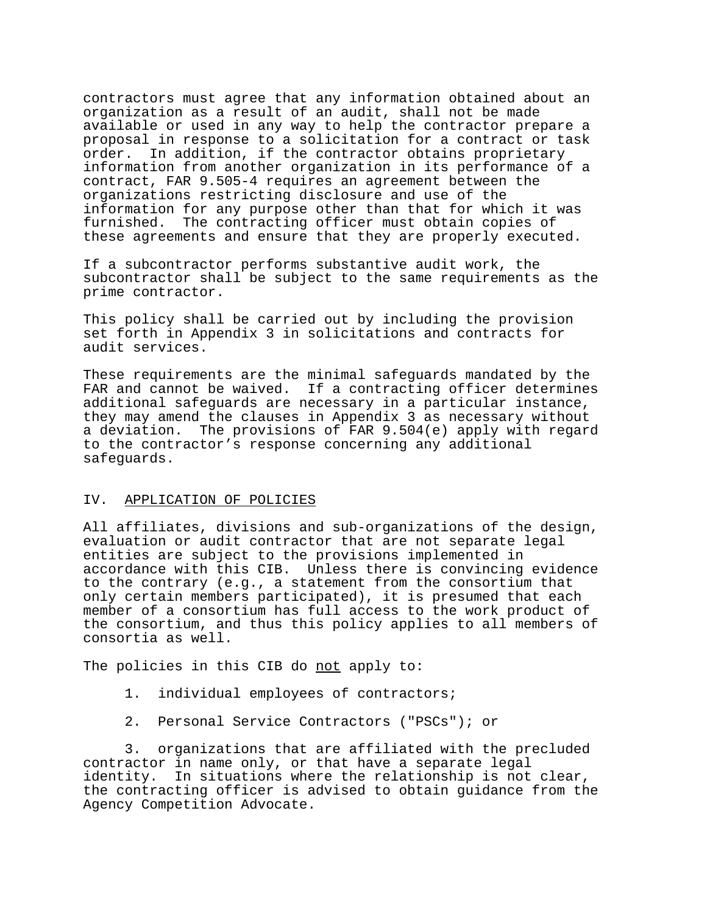contractors must agree that any information obtained about an organization as a result of an audit, shall not be made available or used in any way to help the contractor prepare a proposal in response to a solicitation for a contract or task order. In addition, if the contractor obtains proprietary information from another organization in its performance of a contract, FAR 9.505-4 requires an agreement between the organizations restricting disclosure and use of the information for any purpose other than that for which it was furnished. The contracting officer must obtain copies of these agreements and ensure that they are properly executed.

If a subcontractor performs substantive audit work, the subcontractor shall be subject to the same requirements as the prime contractor.

This policy shall be carried out by including the provision set forth in Appendix 3 in solicitations and contracts for audit services.

These requirements are the minimal safeguards mandated by the FAR and cannot be waived. If a contracting officer determines additional safeguards are necessary in a particular instance, they may amend the clauses in Appendix 3 as necessary without a deviation. The provisions of FAR 9.504(e) apply with regard to the contractor's response concerning any additional safeguards.

## IV. APPLICATION OF POLICIES

All affiliates, divisions and sub-organizations of the design, evaluation or audit contractor that are not separate legal entities are subject to the provisions implemented in accordance with this CIB. Unless there is convincing evidence to the contrary (e.g., a statement from the consortium that only certain members participated), it is presumed that each member of a consortium has full access to the work product of the consortium, and thus this policy applies to all members of consortia as well.

The policies in this CIB do not apply to:

1. individual employees of contractors;

2. Personal Service Contractors ("PSCs"); or

3. organizations that are affiliated with the precluded contractor in name only, or that have a separate legal identity. In situations where the relationship is not clear, the contracting officer is advised to obtain guidance from the Agency Competition Advocate.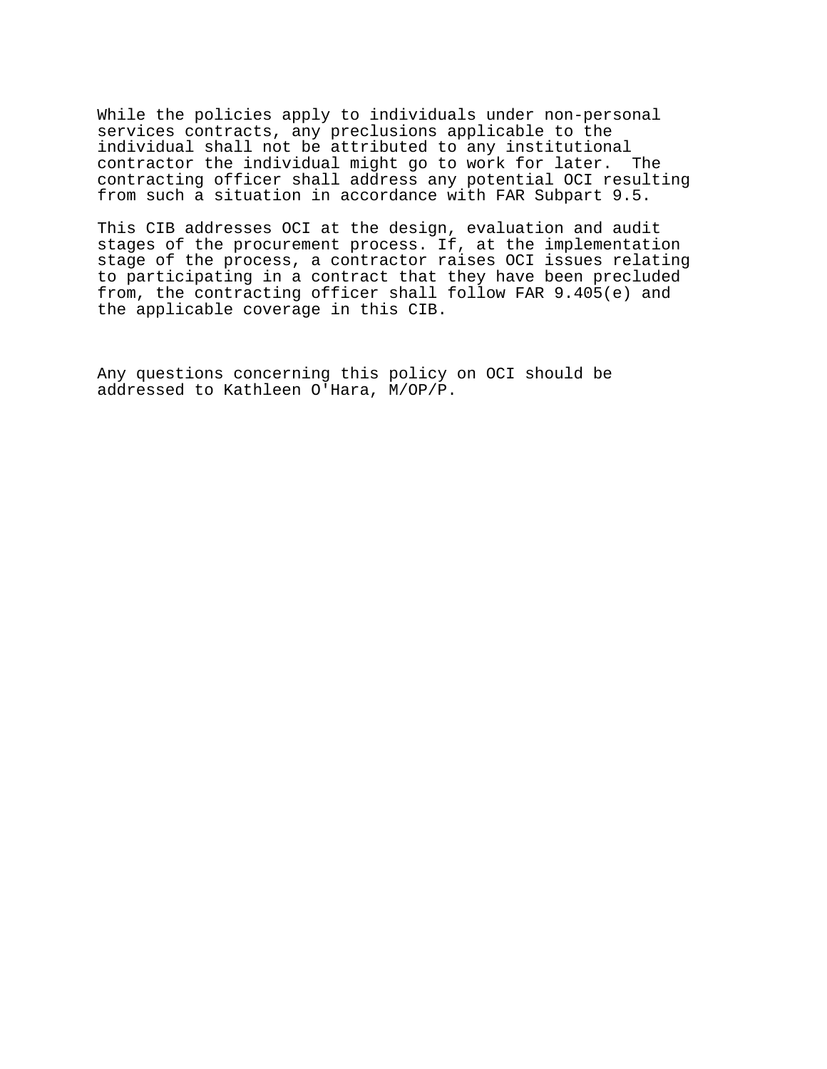While the policies apply to individuals under non-personal services contracts, any preclusions applicable to the individual shall not be attributed to any institutional contractor the individual might go to work for later.  The contracting officer shall address any potential OCI resulting from such a situation in accordance with FAR Subpart 9.5.

This CIB addresses OCI at the design, evaluation and audit stages of the procurement process. If, at the implementation stage of the process, a contractor raises OCI issues relating to participating in a contract that they have been precluded from, the contracting officer shall follow FAR 9.405(e) and the applicable coverage in this CIB.

Any questions concerning this policy on OCI should be addressed to Kathleen O'Hara, M/OP/P.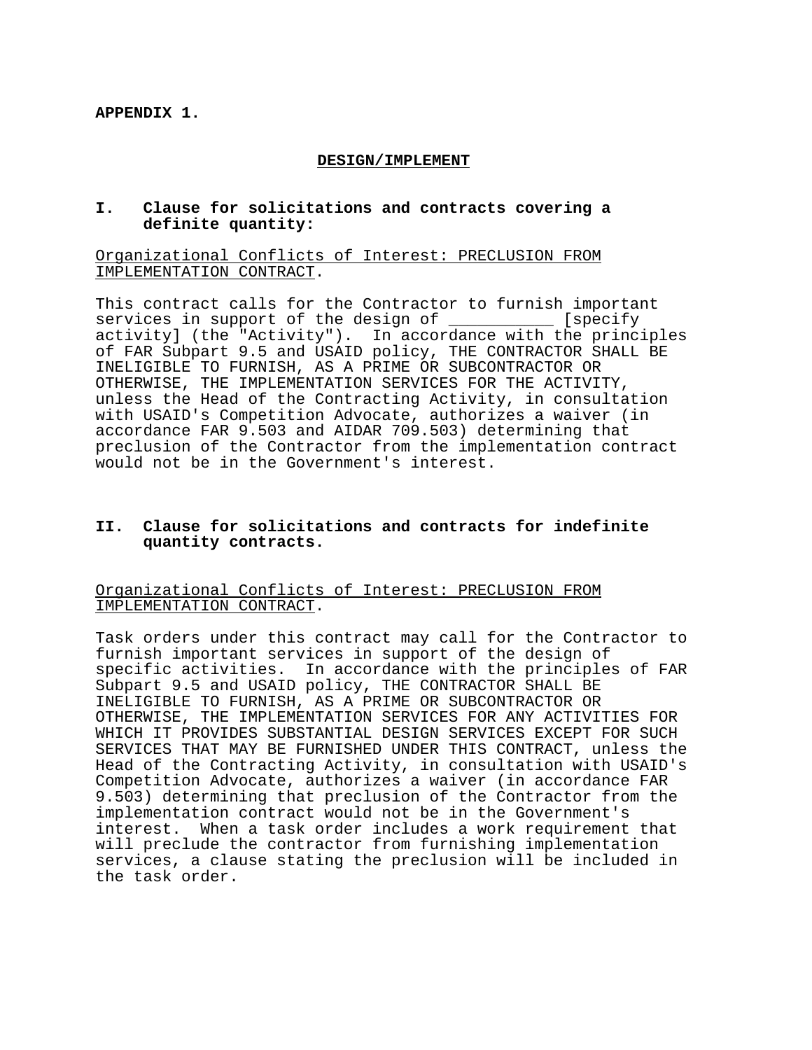**APPENDIX 1.**

## DESIGN/IMPLEMENT

### I. Clause for solicitations and contracts covering a definite quantity:

Organizational Conflicts of Interest: PRECLUSION FROM IMPLEMENTATION CONTRACT.

This contract calls for the Contractor to furnish important services in support of the design of ___________ [specify activity] (the "Activity"). In accordance with the principles of FAR Subpart 9.5 and USAID policy, THE CONTRACTOR SHALL BE INELIGIBLE TO FURNISH, AS A PRIME OR SUBCONTRACTOR OR OTHERWISE, THE IMPLEMENTATION SERVICES FOR THE ACTIVITY, unless the Head of the Contracting Activity, in consultation with USAID's Competition Advocate, authorizes a waiver (in accordance FAR 9.503 and AIDAR 709.503) determining that preclusion of the Contractor from the implementation contract would not be in the Government's interest.

### II. Clause for solicitations and contracts for indefinite quantity contracts.

Organizational Conflicts of Interest: PRECLUSION FROM IMPLEMENTATION CONTRACT.

Task orders under this contract may call for the Contractor to furnish important services in support of the design of specific activities. In accordance with the principles of FAR Subpart 9.5 and USAID policy, THE CONTRACTOR SHALL BE INELIGIBLE TO FURNISH, AS A PRIME OR SUBCONTRACTOR OR OTHERWISE, THE IMPLEMENTATION SERVICES FOR ANY ACTIVITIES FOR WHICH IT PROVIDES SUBSTANTIAL DESIGN SERVICES EXCEPT FOR SUCH SERVICES THAT MAY BE FURNISHED UNDER THIS CONTRACT, unless the Head of the Contracting Activity, in consultation with USAID's Competition Advocate, authorizes a waiver (in accordance FAR 9.503) determining that preclusion of the Contractor from the implementation contract would not be in the Government's interest. When a task order includes a work requirement that will preclude the contractor from furnishing implementation services, a clause stating the preclusion will be included in the task order.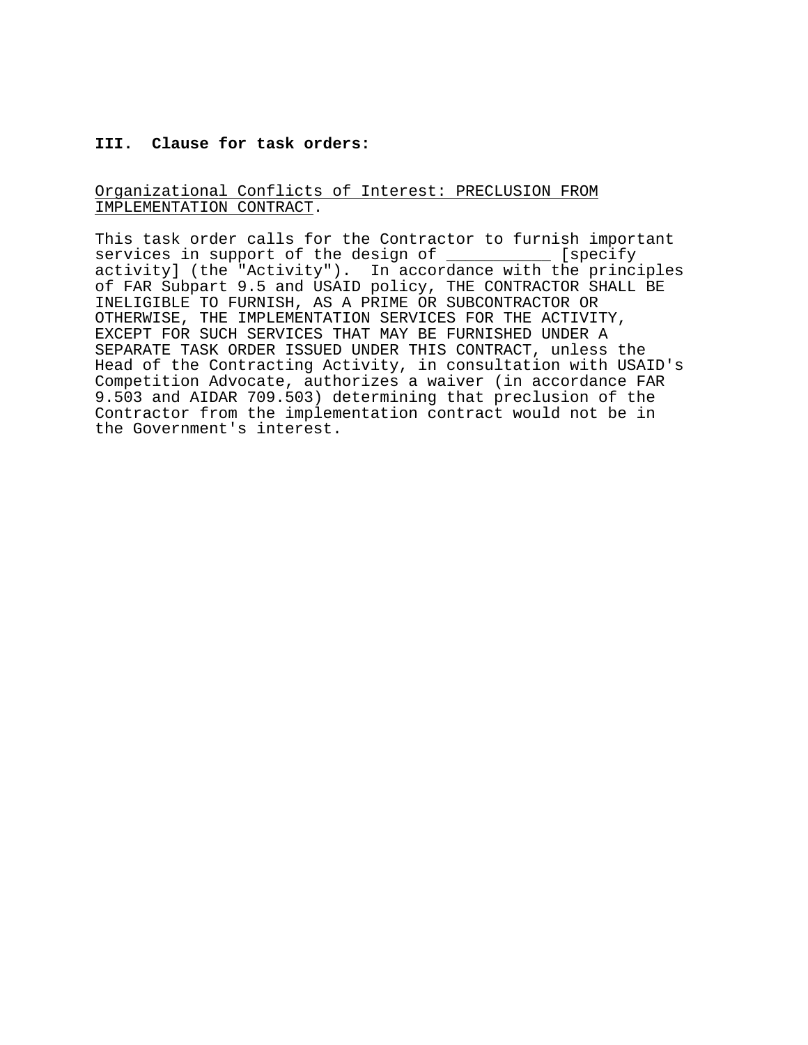**III. Clause for task orders:**

<u>Organizational Conflicts of Interest: PRECLUSION FROM IMPLEMENTATION CONTRACT</u>.

This task order calls for the Contractor to furnish important services in support of the design of ___________ [specify activity] (the "Activity"). In accordance with the principles of FAR Subpart 9.5 and USAID policy, THE CONTRACTOR SHALL BE INELIGIBLE TO FURNISH, AS A PRIME OR SUBCONTRACTOR OR OTHERWISE, THE IMPLEMENTATION SERVICES FOR THE ACTIVITY, EXCEPT FOR SUCH SERVICES THAT MAY BE FURNISHED UNDER A SEPARATE TASK ORDER ISSUED UNDER THIS CONTRACT, unless the Head of the Contracting Activity, in consultation with USAID's Competition Advocate, authorizes a waiver (in accordance FAR 9.503 and AIDAR 709.503) determining that preclusion of the Contractor from the implementation contract would not be in the Government's interest.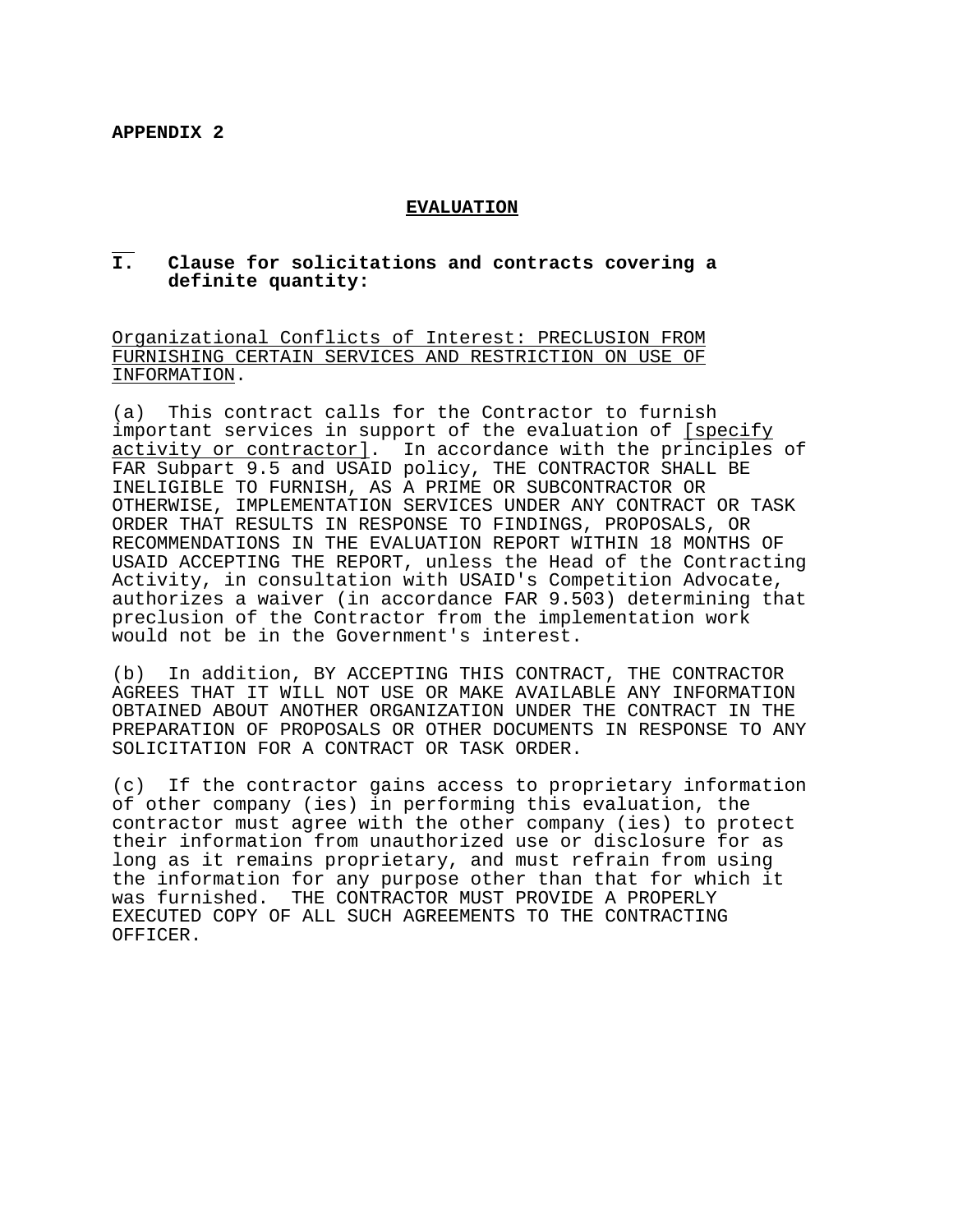**APPENDIX 2**

## EVALUATION

**I. Clause for solicitations and contracts covering a definite quantity:**

Organizational Conflicts of Interest: PRECLUSION FROM FURNISHING CERTAIN SERVICES AND RESTRICTION ON USE OF INFORMATION.

(a) This contract calls for the Contractor to furnish important services in support of the evaluation of [specify activity or contractor]. In accordance with the principles of FAR Subpart 9.5 and USAID policy, THE CONTRACTOR SHALL BE INELIGIBLE TO FURNISH, AS A PRIME OR SUBCONTRACTOR OR OTHERWISE, IMPLEMENTATION SERVICES UNDER ANY CONTRACT OR TASK ORDER THAT RESULTS IN RESPONSE TO FINDINGS, PROPOSALS, OR RECOMMENDATIONS IN THE EVALUATION REPORT WITHIN 18 MONTHS OF USAID ACCEPTING THE REPORT, unless the Head of the Contracting Activity, in consultation with USAID's Competition Advocate, authorizes a waiver (in accordance FAR 9.503) determining that preclusion of the Contractor from the implementation work would not be in the Government's interest.

(b) In addition, BY ACCEPTING THIS CONTRACT, THE CONTRACTOR AGREES THAT IT WILL NOT USE OR MAKE AVAILABLE ANY INFORMATION OBTAINED ABOUT ANOTHER ORGANIZATION UNDER THE CONTRACT IN THE PREPARATION OF PROPOSALS OR OTHER DOCUMENTS IN RESPONSE TO ANY SOLICITATION FOR A CONTRACT OR TASK ORDER.

(c) If the contractor gains access to proprietary information of other company (ies) in performing this evaluation, the contractor must agree with the other company (ies) to protect their information from unauthorized use or disclosure for as long as it remains proprietary, and must refrain from using the information for any purpose other than that for which it was furnished. THE CONTRACTOR MUST PROVIDE A PROPERLY EXECUTED COPY OF ALL SUCH AGREEMENTS TO THE CONTRACTING OFFICER.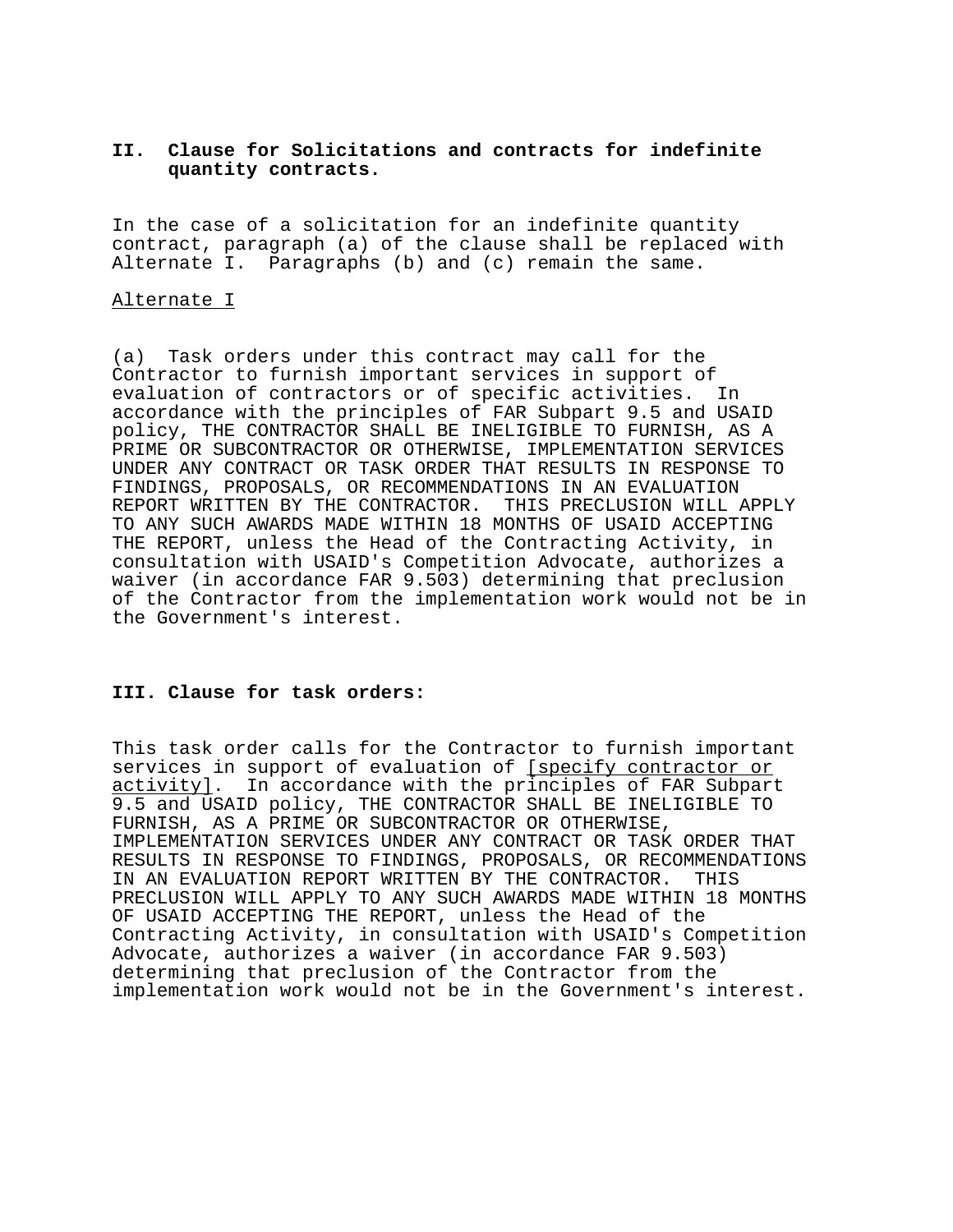**II. Clause for Solicitations and contracts for indefinite quantity contracts.**

In the case of a solicitation for an indefinite quantity contract, paragraph (a) of the clause shall be replaced with Alternate I. Paragraphs (b) and (c) remain the same.

<u>Alternate I</u>

(a) Task orders under this contract may call for the Contractor to furnish important services in support of evaluation of contractors or of specific activities. In accordance with the principles of FAR Subpart 9.5 and USAID policy, THE CONTRACTOR SHALL BE INELIGIBLE TO FURNISH, AS A PRIME OR SUBCONTRACTOR OR OTHERWISE, IMPLEMENTATION SERVICES UNDER ANY CONTRACT OR TASK ORDER THAT RESULTS IN RESPONSE TO FINDINGS, PROPOSALS, OR RECOMMENDATIONS IN AN EVALUATION REPORT WRITTEN BY THE CONTRACTOR. THIS PRECLUSION WILL APPLY TO ANY SUCH AWARDS MADE WITHIN 18 MONTHS OF USAID ACCEPTING THE REPORT, unless the Head of the Contracting Activity, in consultation with USAID's Competition Advocate, authorizes a waiver (in accordance FAR 9.503) determining that preclusion of the Contractor from the implementation work would not be in the Government's interest.

**III. Clause for task orders:**

This task order calls for the Contractor to furnish important services in support of evaluation of <u>[specify contractor or activity]</u>. In accordance with the principles of FAR Subpart 9.5 and USAID policy, THE CONTRACTOR SHALL BE INELIGIBLE TO FURNISH, AS A PRIME OR SUBCONTRACTOR OR OTHERWISE, IMPLEMENTATION SERVICES UNDER ANY CONTRACT OR TASK ORDER THAT RESULTS IN RESPONSE TO FINDINGS, PROPOSALS, OR RECOMMENDATIONS IN AN EVALUATION REPORT WRITTEN BY THE CONTRACTOR. THIS PRECLUSION WILL APPLY TO ANY SUCH AWARDS MADE WITHIN 18 MONTHS OF USAID ACCEPTING THE REPORT, unless the Head of the Contracting Activity, in consultation with USAID's Competition Advocate, authorizes a waiver (in accordance FAR 9.503) determining that preclusion of the Contractor from the implementation work would not be in the Government's interest.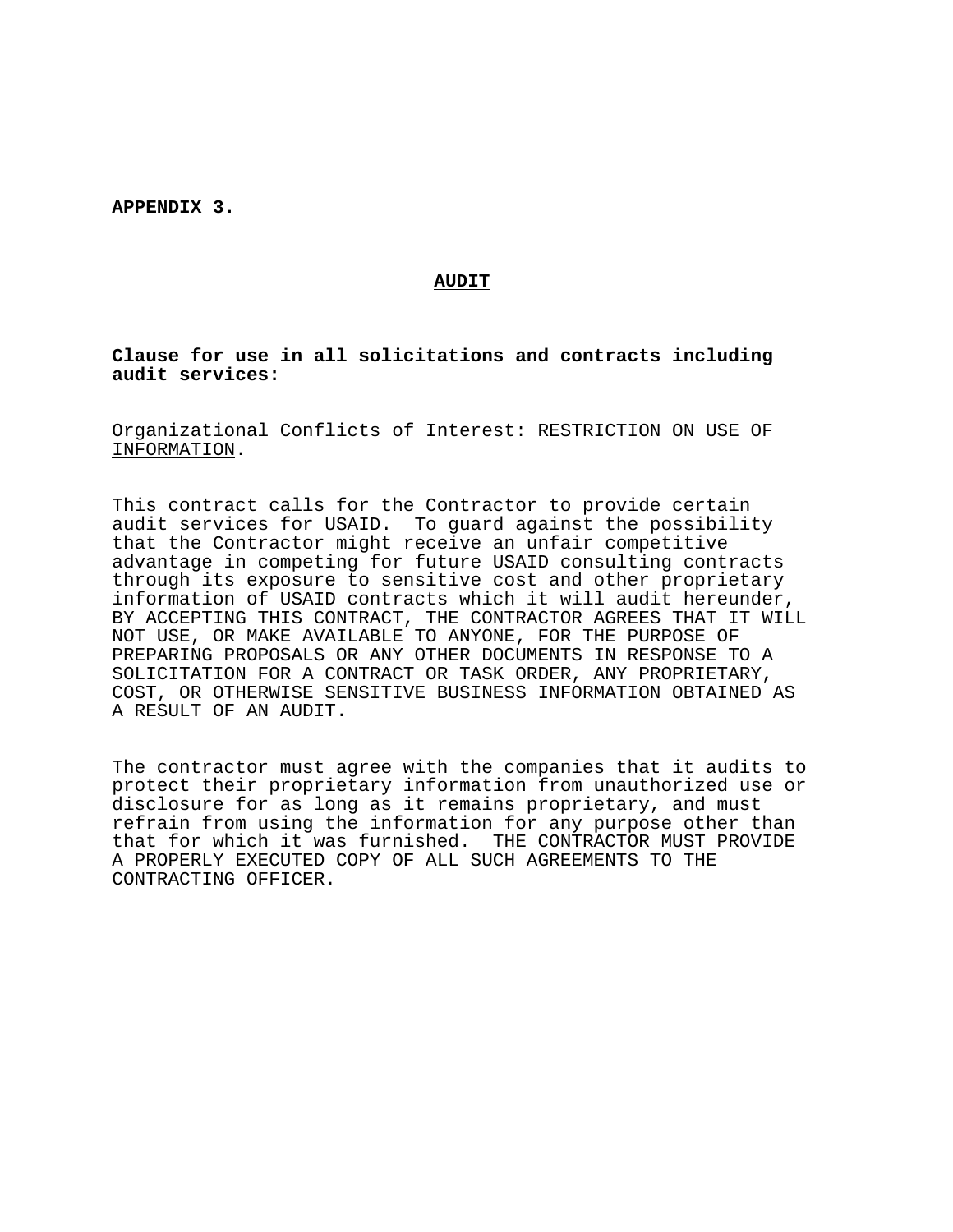**APPENDIX 3.**

## AUDIT

**Clause for use in all solicitations and contracts including audit services:**

Organizational Conflicts of Interest: RESTRICTION ON USE OF INFORMATION.

This contract calls for the Contractor to provide certain audit services for USAID. To guard against the possibility that the Contractor might receive an unfair competitive advantage in competing for future USAID consulting contracts through its exposure to sensitive cost and other proprietary information of USAID contracts which it will audit hereunder, BY ACCEPTING THIS CONTRACT, THE CONTRACTOR AGREES THAT IT WILL NOT USE, OR MAKE AVAILABLE TO ANYONE, FOR THE PURPOSE OF PREPARING PROPOSALS OR ANY OTHER DOCUMENTS IN RESPONSE TO A SOLICITATION FOR A CONTRACT OR TASK ORDER, ANY PROPRIETARY, COST, OR OTHERWISE SENSITIVE BUSINESS INFORMATION OBTAINED AS A RESULT OF AN AUDIT.

The contractor must agree with the companies that it audits to protect their proprietary information from unauthorized use or disclosure for as long as it remains proprietary, and must refrain from using the information for any purpose other than that for which it was furnished. THE CONTRACTOR MUST PROVIDE A PROPERLY EXECUTED COPY OF ALL SUCH AGREEMENTS TO THE CONTRACTING OFFICER.